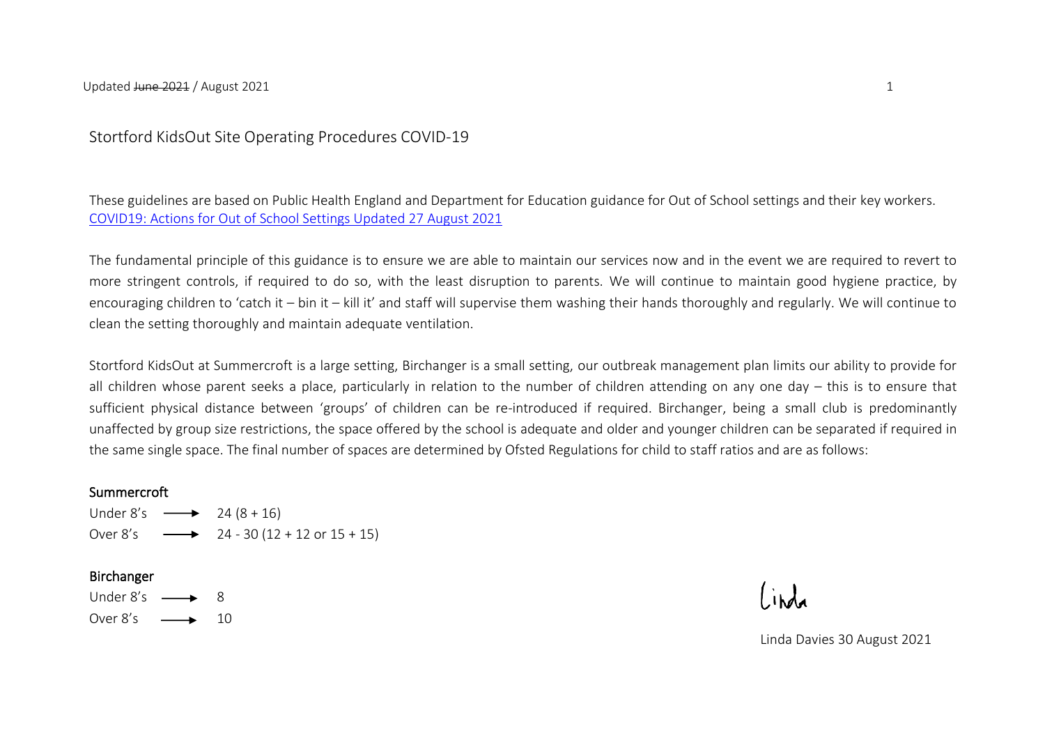Updated ~~June 2021~~ / August 2021

# Stortford KidsOut Site Operating Procedures COVID-19

These guidelines are based on Public Health England and Department for Education guidance for Out of School settings and their key workers.
[COVID19: Actions for Out of School Settings Updated 27 August 2021]()

The fundamental principle of this guidance is to ensure we are able to maintain our services now and in the event we are required to revert to more stringent controls, if required to do so, with the least disruption to parents. We will continue to maintain good hygiene practice, by encouraging children to 'catch it – bin it – kill it' and staff will supervise them washing their hands thoroughly and regularly. We will continue to clean the setting thoroughly and maintain adequate ventilation.

Stortford KidsOut at Summercroft is a large setting, Birchanger is a small setting, our outbreak management plan limits our ability to provide for all children whose parent seeks a place, particularly in relation to the number of children attending on any one day – this is to ensure that sufficient physical distance between 'groups' of children can be re-introduced if required. Birchanger, being a small club is predominantly unaffected by group size restrictions, the space offered by the school is adequate and older and younger children can be separated if required in the same single space. The final number of spaces are determined by Ofsted Regulations for child to staff ratios and are as follows:

**Summercroft**

Under 8's ⟶ 24 (8 + 16)
Over 8's ⟶ 24 - 30 (12 + 12 or 15 + 15)

**Birchanger**

Under 8's ⟶ 8
Over 8's ⟶ 10

Linda

Linda Davies 30 August 2021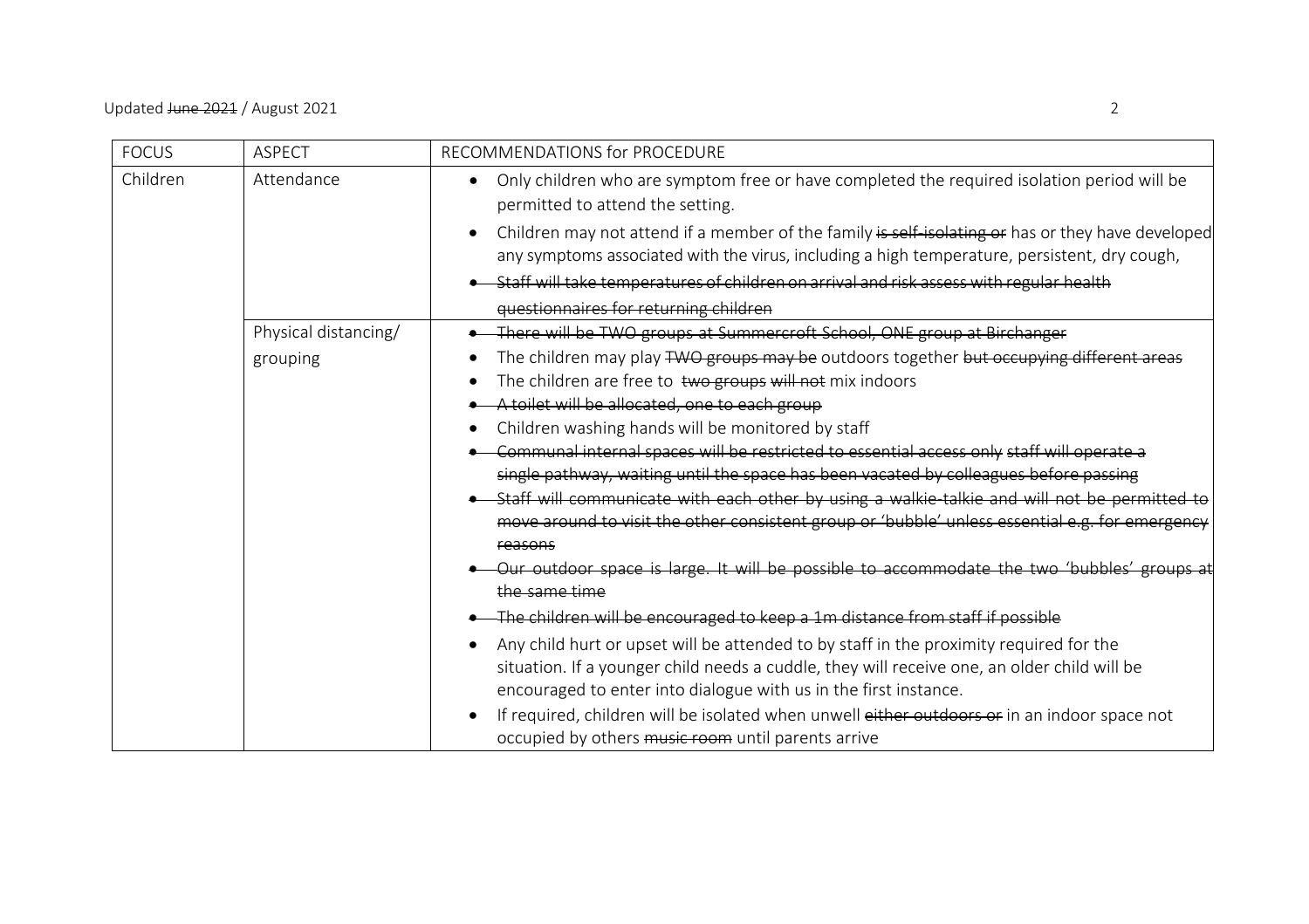| FOCUS | ASPECT | RECOMMENDATIONS for PROCEDURE |
|---|---|---|
| Children | Attendance | • Only children who are symptom free or have completed the required isolation period will be permitted to attend the setting.<br>• Children may not attend if a member of the family ~~is self-isolating or~~ has or they have developed any symptoms associated with the virus, including a high temperature, persistent, dry cough,<br>• ~~Staff will take temperatures of children on arrival and risk assess with regular health questionnaires for returning children~~ |
| | Physical distancing/ grouping | • ~~There will be TWO groups at Summercroft School, ONE group at Birchanger~~<br>• The children may play ~~TWO groups may be~~ outdoors together ~~but occupying different areas~~<br>• The children are free to ~~two groups will not~~ mix indoors<br>• ~~A toilet will be allocated, one to each group~~<br>• Children washing hands will be monitored by staff<br>• ~~Communal internal spaces will be restricted to essential access only staff will operate a single pathway, waiting until the space has been vacated by colleagues before passing~~<br>• ~~Staff will communicate with each other by using a walkie-talkie and will not be permitted to move around to visit the other consistent group or 'bubble' unless essential e.g. for emergency reasons~~<br>• ~~Our outdoor space is large. It will be possible to accommodate the two 'bubbles' groups at the same time~~<br>• ~~The children will be encouraged to keep a 1m distance from staff if possible~~<br>• Any child hurt or upset will be attended to by staff in the proximity required for the situation. If a younger child needs a cuddle, they will receive one, an older child will be encouraged to enter into dialogue with us in the first instance.<br>• If required, children will be isolated when unwell ~~either outdoors or~~ in an indoor space not occupied by others ~~music room~~ until parents arrive |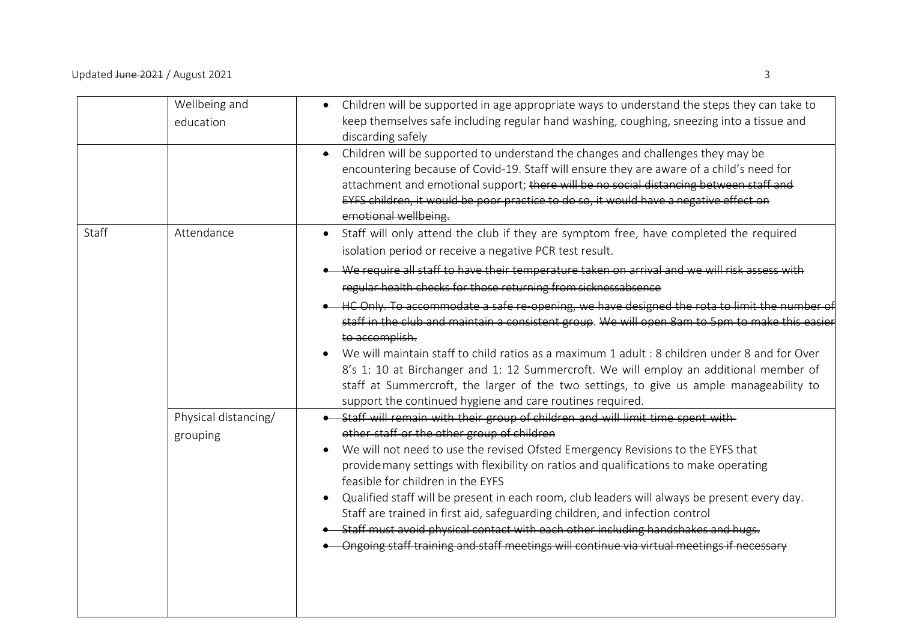| | | |
|---|---|---|
| | Wellbeing and education | • Children will be supported in age appropriate ways to understand the steps they can take to keep themselves safe including regular hand washing, coughing, sneezing into a tissue and discarding safely |
| | | • Children will be supported to understand the changes and challenges they may be encountering because of Covid-19. Staff will ensure they are aware of a child's need for attachment and emotional support; ~~there will be no social distancing between staff and EYFS children, it would be poor practice to do so, it would have a negative effect on emotional wellbeing.~~ |
| Staff | Attendance | • Staff will only attend the club if they are symptom free, have completed the required isolation period or receive a negative PCR test result.<br>• ~~We require all staff to have their temperature taken on arrival and we will risk assess with regular health checks for those returning from sicknessabsence~~<br>• ~~HC Only. To accommodate a safe re-opening, we have designed the rota to limit the number of staff in the club and maintain a consistent group. We will open 8am to 5pm to make this easier to accomplish.~~<br>• We will maintain staff to child ratios as a maximum 1 adult : 8 children under 8 and for Over 8's 1: 10 at Birchanger and 1: 12 Summercroft. We will employ an additional member of staff at Summercroft, the larger of the two settings, to give us ample manageability to support the continued hygiene and care routines required. |
| | Physical distancing/ grouping | • ~~Staff will remain with their group of children and will limit time spent with other staff or the other group of children~~<br>• We will not need to use the revised Ofsted Emergency Revisions to the EYFS that provide many settings with flexibility on ratios and qualifications to make operating feasible for children in the EYFS<br>• Qualified staff will be present in each room, club leaders will always be present every day. Staff are trained in first aid, safeguarding children, and infection control<br>• ~~Staff must avoid physical contact with each other including handshakes and hugs.~~<br>• ~~Ongoing staff training and staff meetings will continue via virtual meetings if necessary~~ |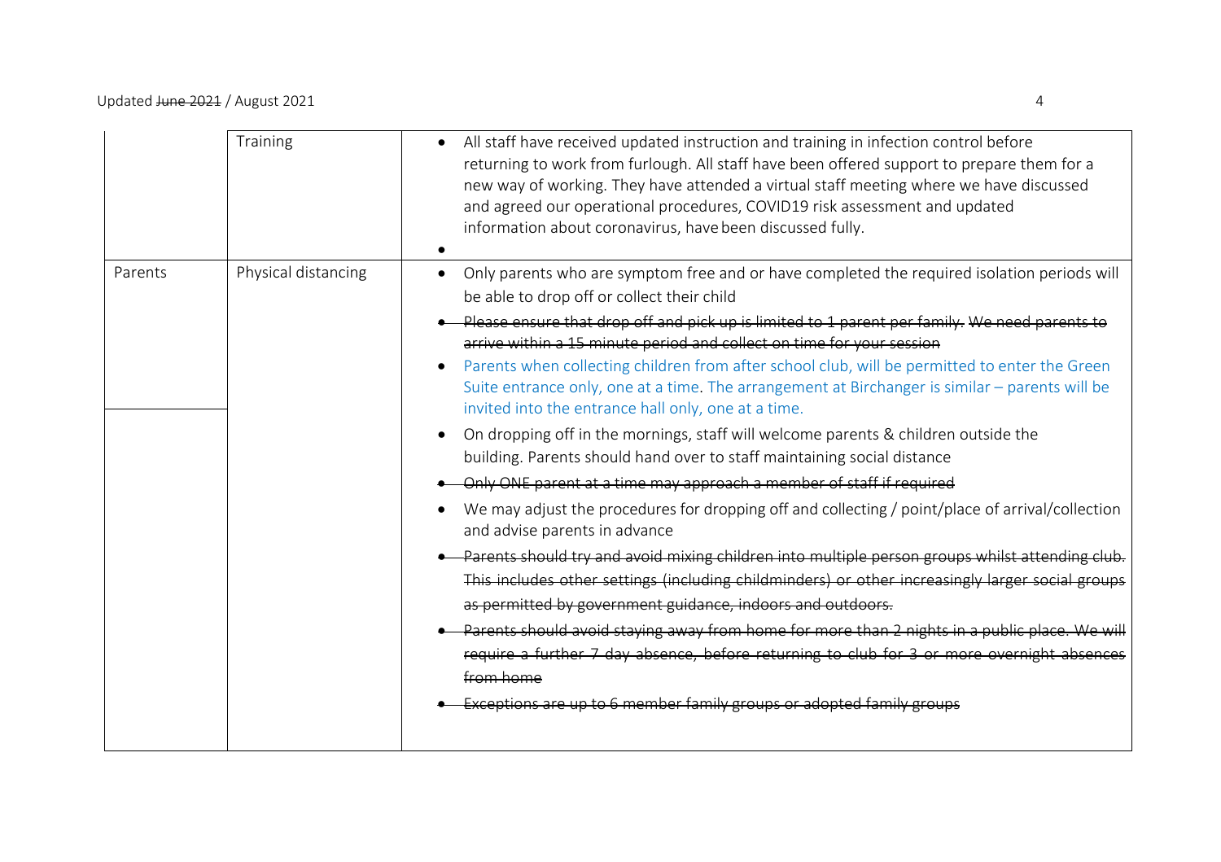| | Training | • All staff have received updated instruction and training in infection control before returning to work from furlough. All staff have been offered support to prepare them for a new way of working. They have attended a virtual staff meeting where we have discussed and agreed our operational procedures, COVID19 risk assessment and updated information about coronavirus, have been discussed fully.<br>• |
|---|---|---|
| Parents | Physical distancing | • Only parents who are symptom free and or have completed the required isolation periods will be able to drop off or collect their child<br>• ~~Please ensure that drop off and pick up is limited to 1 parent per family. We need parents to arrive within a 15 minute period and collect on time for your session~~<br>• Parents when collecting children from after school club, will be permitted to enter the Green Suite entrance only, one at a time. The arrangement at Birchanger is similar – parents will be invited into the entrance hall only, one at a time. |
| | | • On dropping off in the mornings, staff will welcome parents & children outside the building. Parents should hand over to staff maintaining social distance<br>• ~~Only ONE parent at a time may approach a member of staff if required~~<br>• We may adjust the procedures for dropping off and collecting / point/place of arrival/collection and advise parents in advance<br>• ~~Parents should try and avoid mixing children into multiple person groups whilst attending club. This includes other settings (including childminders) or other increasingly larger social groups as permitted by government guidance, indoors and outdoors.~~<br>• ~~Parents should avoid staying away from home for more than 2 nights in a public place. We will require a further 7 day absence, before returning to club for 3 or more overnight absences from home~~<br>• ~~Exceptions are up to 6 member family groups or adopted family groups~~ |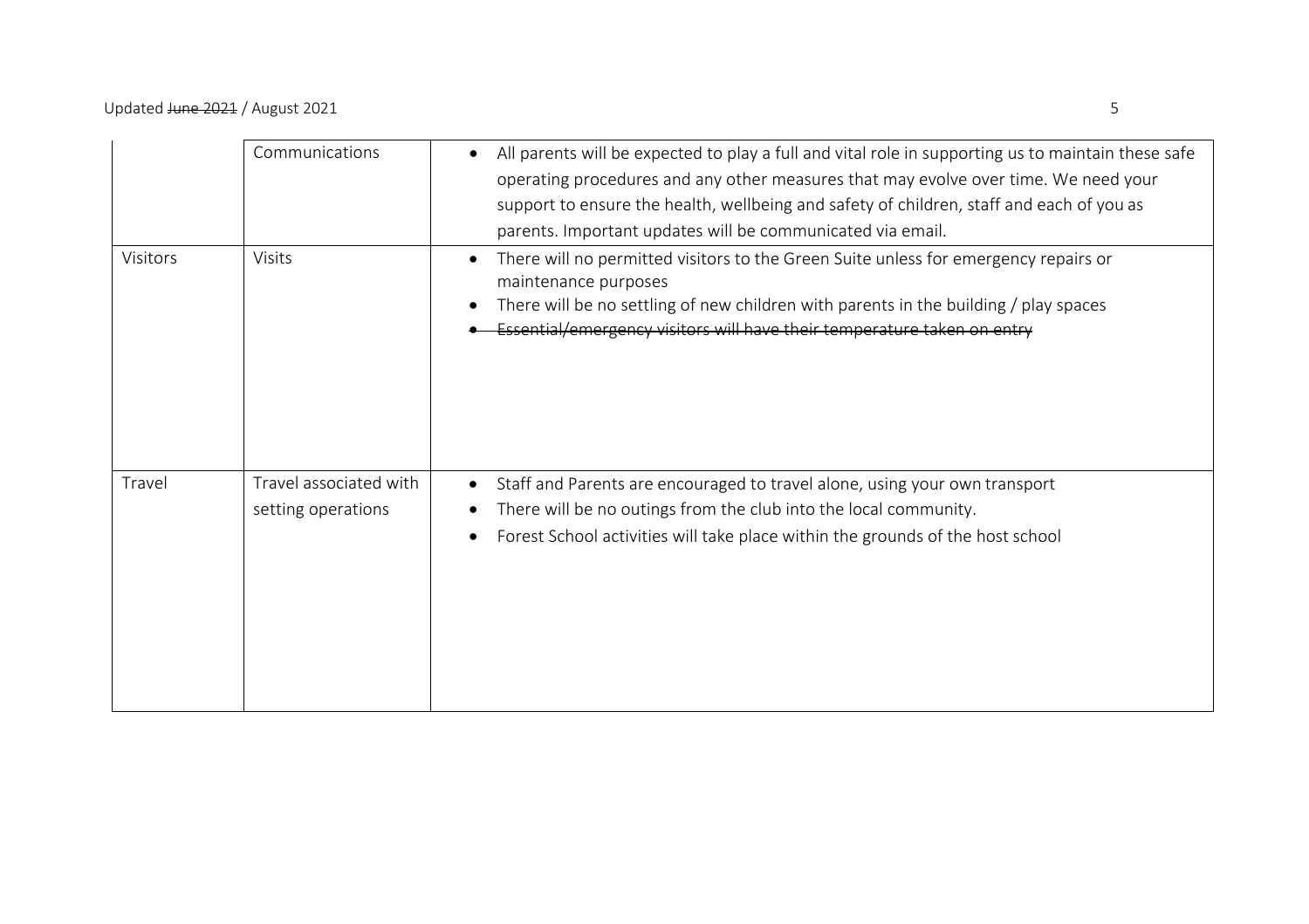| | | |
|---|---|---|
| | Communications | • All parents will be expected to play a full and vital role in supporting us to maintain these safe operating procedures and any other measures that may evolve over time. We need your support to ensure the health, wellbeing and safety of children, staff and each of you as parents. Important updates will be communicated via email. |
| Visitors | Visits | • There will no permitted visitors to the Green Suite unless for emergency repairs or maintenance purposes<br>• There will be no settling of new children with parents in the building / play spaces<br>• ~~Essential/emergency visitors will have their temperature taken on entry~~ |
| Travel | Travel associated with setting operations | • Staff and Parents are encouraged to travel alone, using your own transport<br>• There will be no outings from the club into the local community.<br>• Forest School activities will take place within the grounds of the host school |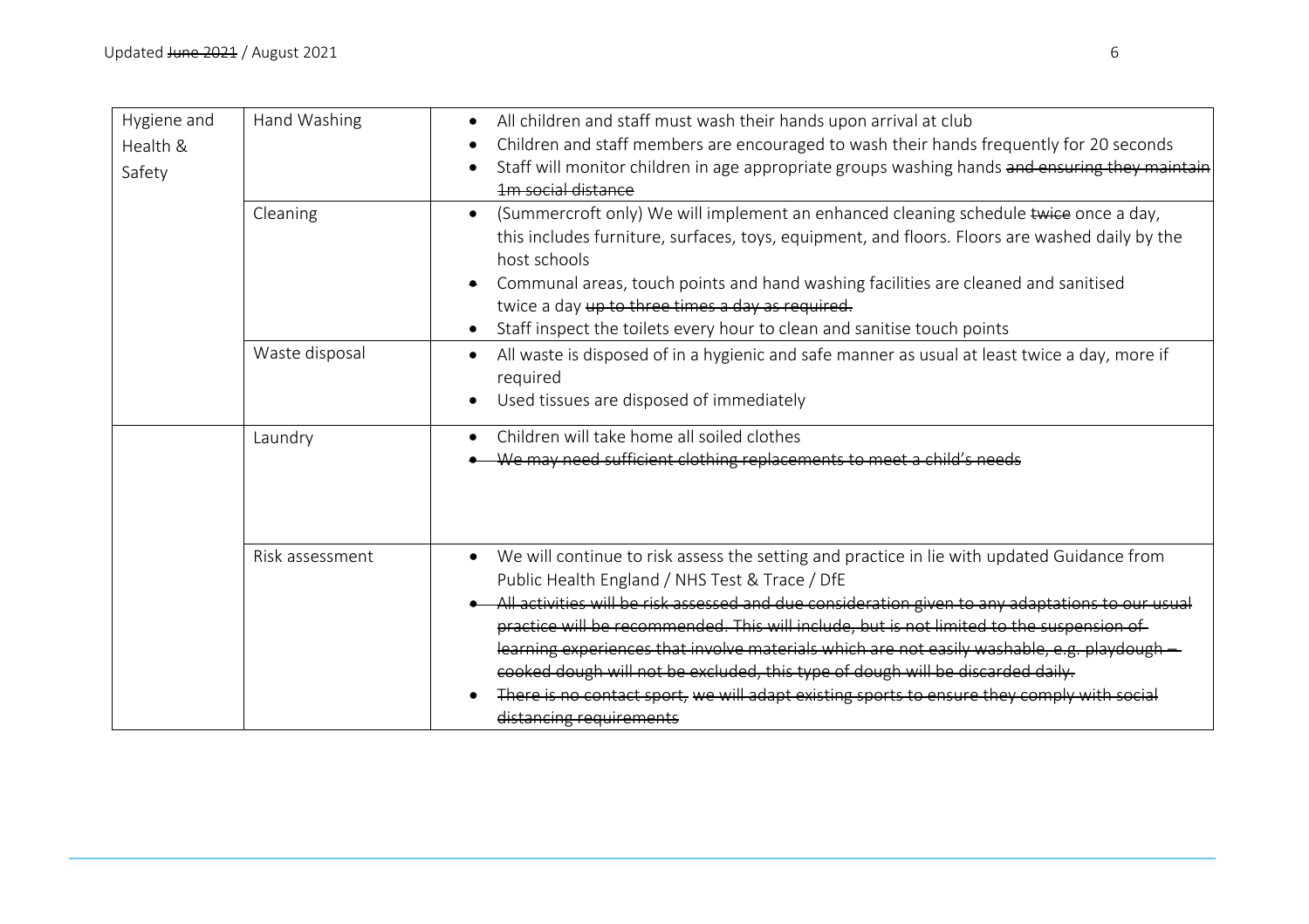| Hygiene and Health & Safety | Hand Washing | • All children and staff must wash their hands upon arrival at club<br>• Children and staff members are encouraged to wash their hands frequently for 20 seconds<br>• Staff will monitor children in age appropriate groups washing hands ~~and ensuring they maintain 1m social distance~~ |
|---|---|---|
| | Cleaning | • (Summercroft only) We will implement an enhanced cleaning schedule ~~twice~~ once a day, this includes furniture, surfaces, toys, equipment, and floors. Floors are washed daily by the host schools<br>• Communal areas, touch points and hand washing facilities are cleaned and sanitised twice a day ~~up to three times a day as required.~~<br>• Staff inspect the toilets every hour to clean and sanitise touch points |
| | Waste disposal | • All waste is disposed of in a hygienic and safe manner as usual at least twice a day, more if required<br>• Used tissues are disposed of immediately |
| | Laundry | • Children will take home all soiled clothes<br>• ~~We may need sufficient clothing replacements to meet a child's needs~~ |
| | Risk assessment | • We will continue to risk assess the setting and practice in lie with updated Guidance from Public Health England / NHS Test & Trace / DfE<br>• ~~All activities will be risk assessed and due consideration given to any adaptations to our usual practice will be recommended. This will include, but is not limited to the suspension of learning experiences that involve materials which are not easily washable, e.g. playdough – cooked dough will not be excluded, this type of dough will be discarded daily.~~<br>• ~~There is no contact sport, we will adapt existing sports to ensure they comply with social distancing requirements~~ |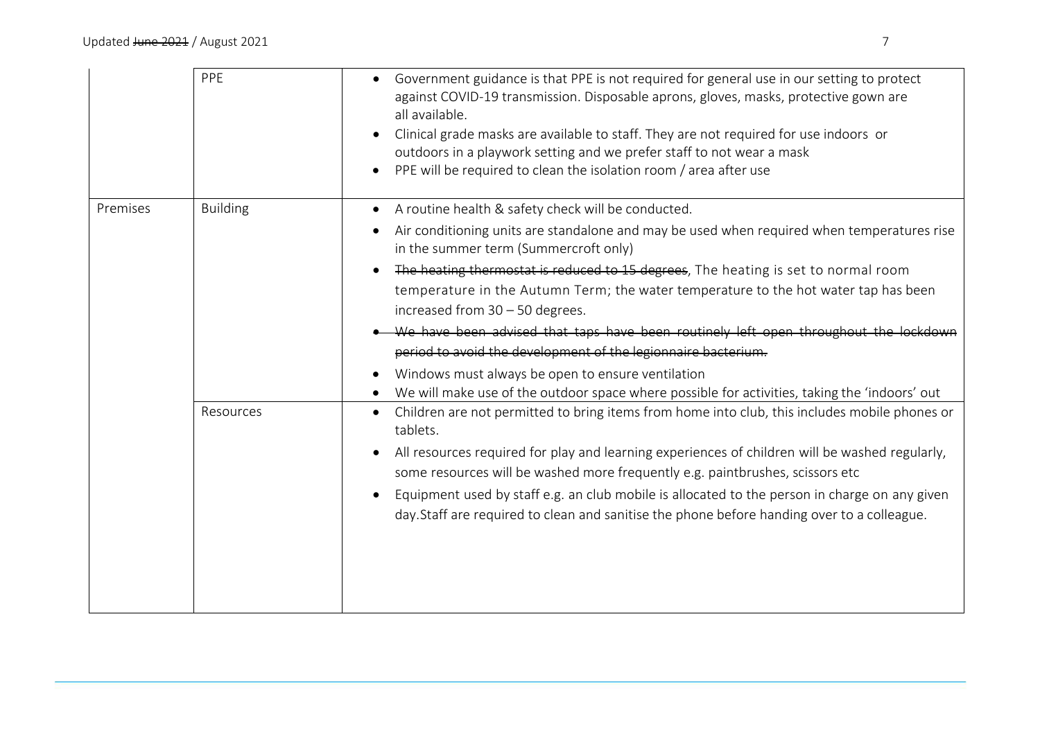| | PPE | • Government guidance is that PPE is not required for general use in our setting to protect against COVID-19 transmission. Disposable aprons, gloves, masks, protective gown are all available.<br>• Clinical grade masks are available to staff. They are not required for use indoors or outdoors in a playwork setting and we prefer staff to not wear a mask<br>• PPE will be required to clean the isolation room / area after use |
|---|---|---|
| Premises | Building | • A routine health & safety check will be conducted.<br>• Air conditioning units are standalone and may be used when required when temperatures rise in the summer term (Summercroft only)<br>• ~~The heating thermostat is reduced to 15 degrees~~, The heating is set to normal room temperature in the Autumn Term; the water temperature to the hot water tap has been increased from 30 – 50 degrees.<br>• ~~We have been advised that taps have been routinely left open throughout the lockdown period to avoid the development of the legionnaire bacterium.~~<br>• Windows must always be open to ensure ventilation<br>• We will make use of the outdoor space where possible for activities, taking the 'indoors' out |
| | Resources | • Children are not permitted to bring items from home into club, this includes mobile phones or tablets.<br>• All resources required for play and learning experiences of children will be washed regularly, some resources will be washed more frequently e.g. paintbrushes, scissors etc<br>• Equipment used by staff e.g. an club mobile is allocated to the person in charge on any given day.Staff are required to clean and sanitise the phone before handing over to a colleague. |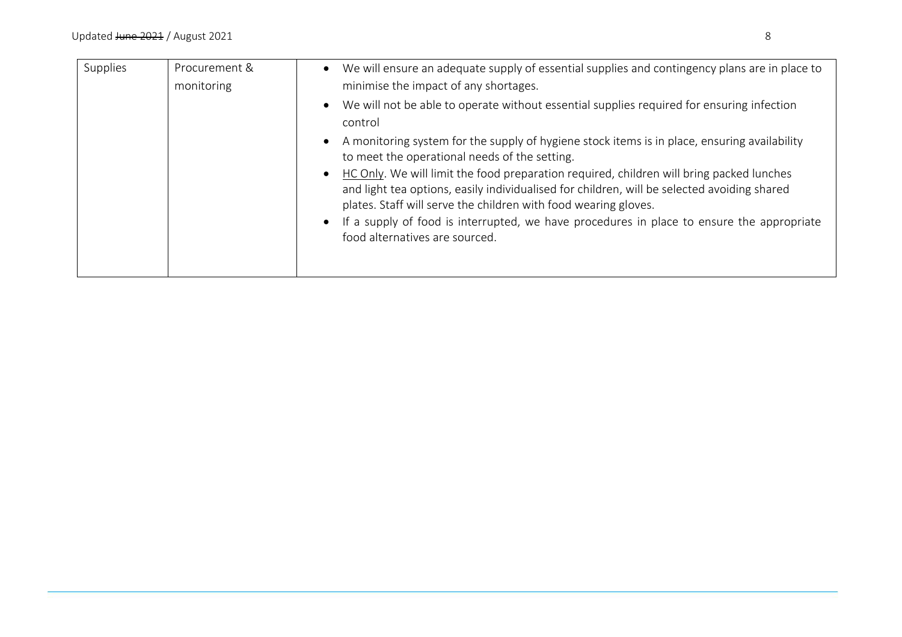| Supplies | Procurement & monitoring | • We will ensure an adequate supply of essential supplies and contingency plans are in place to minimise the impact of any shortages.<br>• We will not be able to operate without essential supplies required for ensuring infection control<br>• A monitoring system for the supply of hygiene stock items is in place, ensuring availability to meet the operational needs of the setting.<br>• <u>HC Only</u>. We will limit the food preparation required, children will bring packed lunches and light tea options, easily individualised for children, will be selected avoiding shared plates. Staff will serve the children with food wearing gloves.<br>• If a supply of food is interrupted, we have procedures in place to ensure the appropriate food alternatives are sourced. |
|---|---|---|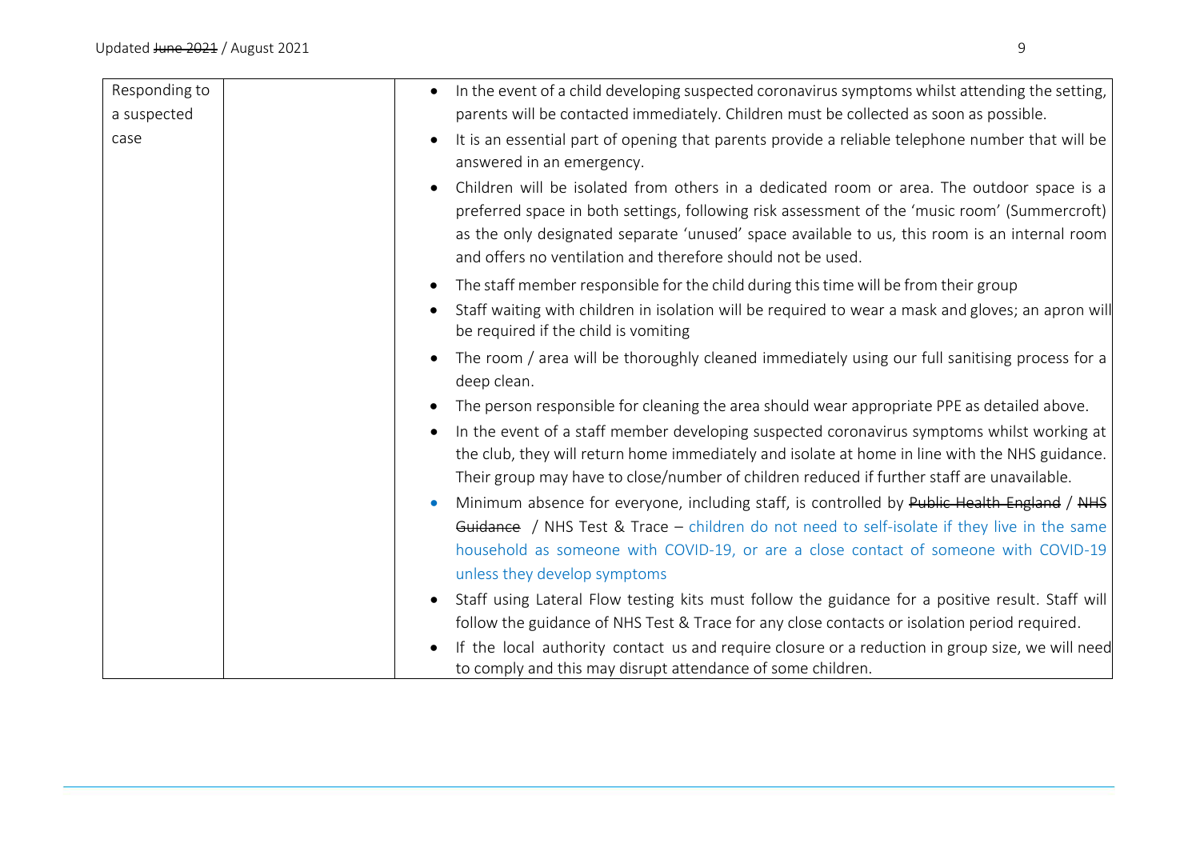| | | |
|---|---|---|
| Responding to a suspected case | | • In the event of a child developing suspected coronavirus symptoms whilst attending the setting, parents will be contacted immediately. Children must be collected as soon as possible.<br>• It is an essential part of opening that parents provide a reliable telephone number that will be answered in an emergency.<br>• Children will be isolated from others in a dedicated room or area. The outdoor space is a preferred space in both settings, following risk assessment of the 'music room' (Summercroft) as the only designated separate 'unused' space available to us, this room is an internal room and offers no ventilation and therefore should not be used.<br>• The staff member responsible for the child during this time will be from their group<br>• Staff waiting with children in isolation will be required to wear a mask and gloves; an apron will be required if the child is vomiting<br>• The room / area will be thoroughly cleaned immediately using our full sanitising process for a deep clean.<br>• The person responsible for cleaning the area should wear appropriate PPE as detailed above.<br>• In the event of a staff member developing suspected coronavirus symptoms whilst working at the club, they will return home immediately and isolate at home in line with the NHS guidance. Their group may have to close/number of children reduced if further staff are unavailable.<br>• Minimum absence for everyone, including staff, is controlled by ~~Public Health England~~ / ~~NHS Guidance~~ / NHS Test & Trace – children do not need to self-isolate if they live in the same household as someone with COVID-19, or are a close contact of someone with COVID-19 unless they develop symptoms<br>• Staff using Lateral Flow testing kits must follow the guidance for a positive result. Staff will follow the guidance of NHS Test & Trace for any close contacts or isolation period required.<br>• If the local authority contact us and require closure or a reduction in group size, we will need to comply and this may disrupt attendance of some children. |